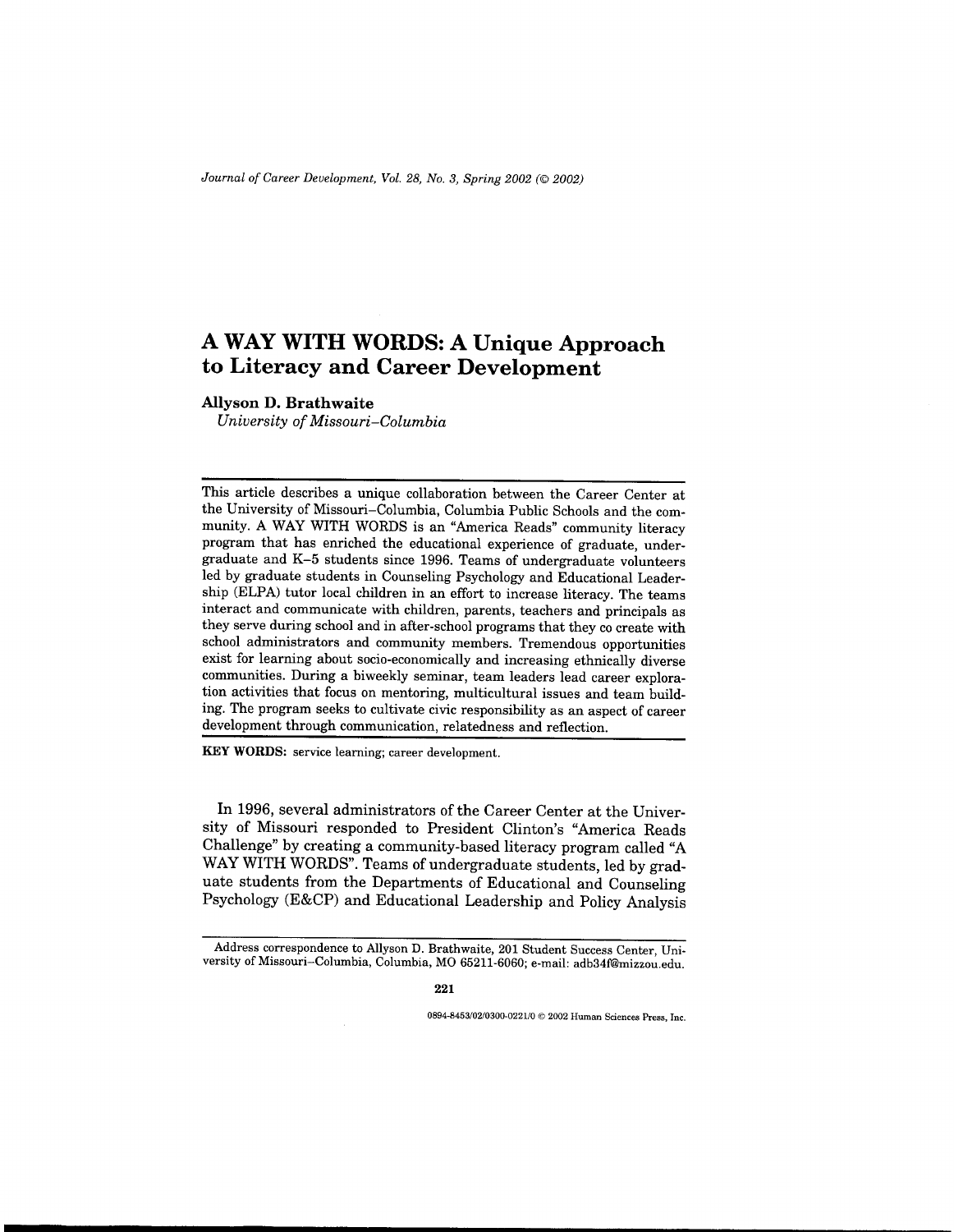# A WAY WITH WORDS: A Unique Approach to Literacy and Career Development

**Allyson D. Brathwaite**
*University of Missouri–Columbia*

This article describes a unique collaboration between the Career Center at the University of Missouri–Columbia, Columbia Public Schools and the community. A WAY WITH WORDS is an "America Reads" community literacy program that has enriched the educational experience of graduate, undergraduate and K–5 students since 1996. Teams of undergraduate volunteers led by graduate students in Counseling Psychology and Educational Leadership (ELPA) tutor local children in an effort to increase literacy. The teams interact and communicate with children, parents, teachers and principals as they serve during school and in after-school programs that they co create with school administrators and community members. Tremendous opportunities exist for learning about socio-economically and increasing ethnically diverse communities. During a biweekly seminar, team leaders lead career exploration activities that focus on mentoring, multicultural issues and team building. The program seeks to cultivate civic responsibility as an aspect of career development through communication, relatedness and reflection.

**KEY WORDS:** service learning; career development.

In 1996, several administrators of the Career Center at the University of Missouri responded to President Clinton's "America Reads Challenge" by creating a community-based literacy program called "A WAY WITH WORDS". Teams of undergraduate students, led by graduate students from the Departments of Educational and Counseling Psychology (E&CP) and Educational Leadership and Policy Analysis

Address correspondence to Allyson D. Brathwaite, 201 Student Success Center, University of Missouri–Columbia, Columbia, MO 65211-6060; e-mail: adb34f@mizzou.edu.

0894-8453/02/0300-0221/0 © 2002 Human Sciences Press, Inc.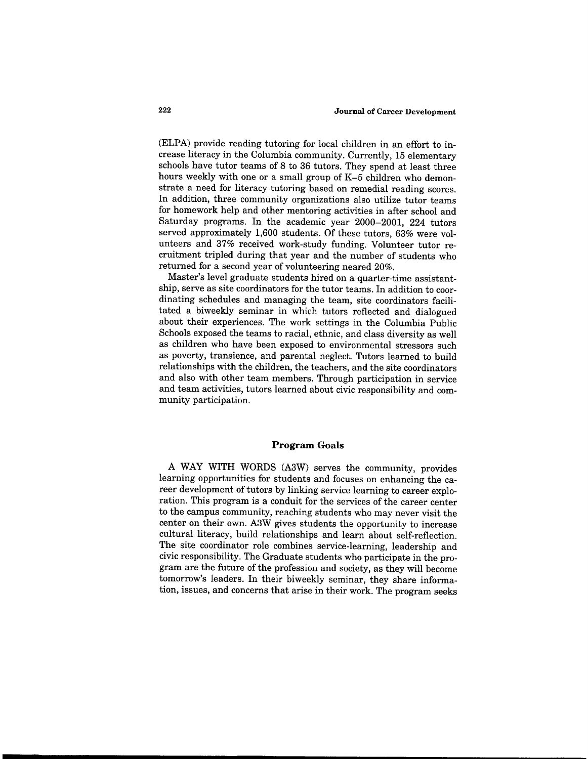(ELPA) provide reading tutoring for local children in an effort to increase literacy in the Columbia community. Currently, 15 elementary schools have tutor teams of 8 to 36 tutors. They spend at least three hours weekly with one or a small group of K–5 children who demonstrate a need for literacy tutoring based on remedial reading scores. In addition, three community organizations also utilize tutor teams for homework help and other mentoring activities in after school and Saturday programs. In the academic year 2000–2001, 224 tutors served approximately 1,600 students. Of these tutors, 63% were volunteers and 37% received work-study funding. Volunteer tutor recruitment tripled during that year and the number of students who returned for a second year of volunteering neared 20%.

Master's level graduate students hired on a quarter-time assistantship, serve as site coordinators for the tutor teams. In addition to coordinating schedules and managing the team, site coordinators facilitated a biweekly seminar in which tutors reflected and dialogued about their experiences. The work settings in the Columbia Public Schools exposed the teams to racial, ethnic, and class diversity as well as children who have been exposed to environmental stressors such as poverty, transience, and parental neglect. Tutors learned to build relationships with the children, the teachers, and the site coordinators and also with other team members. Through participation in service and team activities, tutors learned about civic responsibility and community participation.

## Program Goals

A WAY WITH WORDS (A3W) serves the community, provides learning opportunities for students and focuses on enhancing the career development of tutors by linking service learning to career exploration. This program is a conduit for the services of the career center to the campus community, reaching students who may never visit the center on their own. A3W gives students the opportunity to increase cultural literacy, build relationships and learn about self-reflection. The site coordinator role combines service-learning, leadership and civic responsibility. The Graduate students who participate in the program are the future of the profession and society, as they will become tomorrow's leaders. In their biweekly seminar, they share information, issues, and concerns that arise in their work. The program seeks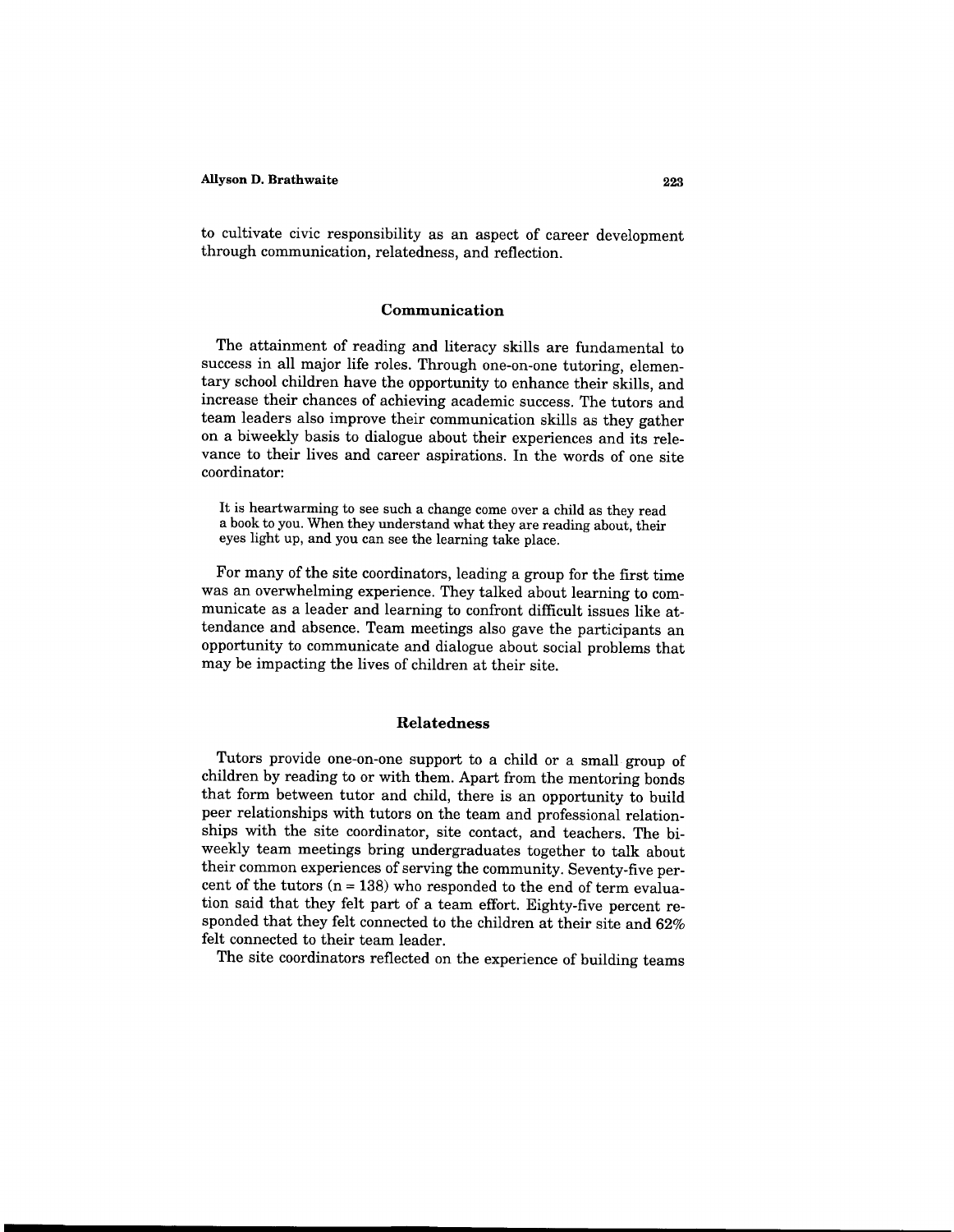to cultivate civic responsibility as an aspect of career development through communication, relatedness, and reflection.

## Communication

The attainment of reading and literacy skills are fundamental to success in all major life roles. Through one-on-one tutoring, elementary school children have the opportunity to enhance their skills, and increase their chances of achieving academic success. The tutors and team leaders also improve their communication skills as they gather on a biweekly basis to dialogue about their experiences and its relevance to their lives and career aspirations. In the words of one site coordinator:

> It is heartwarming to see such a change come over a child as they read a book to you. When they understand what they are reading about, their eyes light up, and you can see the learning take place.

For many of the site coordinators, leading a group for the first time was an overwhelming experience. They talked about learning to communicate as a leader and learning to confront difficult issues like attendance and absence. Team meetings also gave the participants an opportunity to communicate and dialogue about social problems that may be impacting the lives of children at their site.

## Relatedness

Tutors provide one-on-one support to a child or a small group of children by reading to or with them. Apart from the mentoring bonds that form between tutor and child, there is an opportunity to build peer relationships with tutors on the team and professional relationships with the site coordinator, site contact, and teachers. The biweekly team meetings bring undergraduates together to talk about their common experiences of serving the community. Seventy-five percent of the tutors ($n = 138$) who responded to the end of term evaluation said that they felt part of a team effort. Eighty-five percent responded that they felt connected to the children at their site and 62% felt connected to their team leader.

The site coordinators reflected on the experience of building teams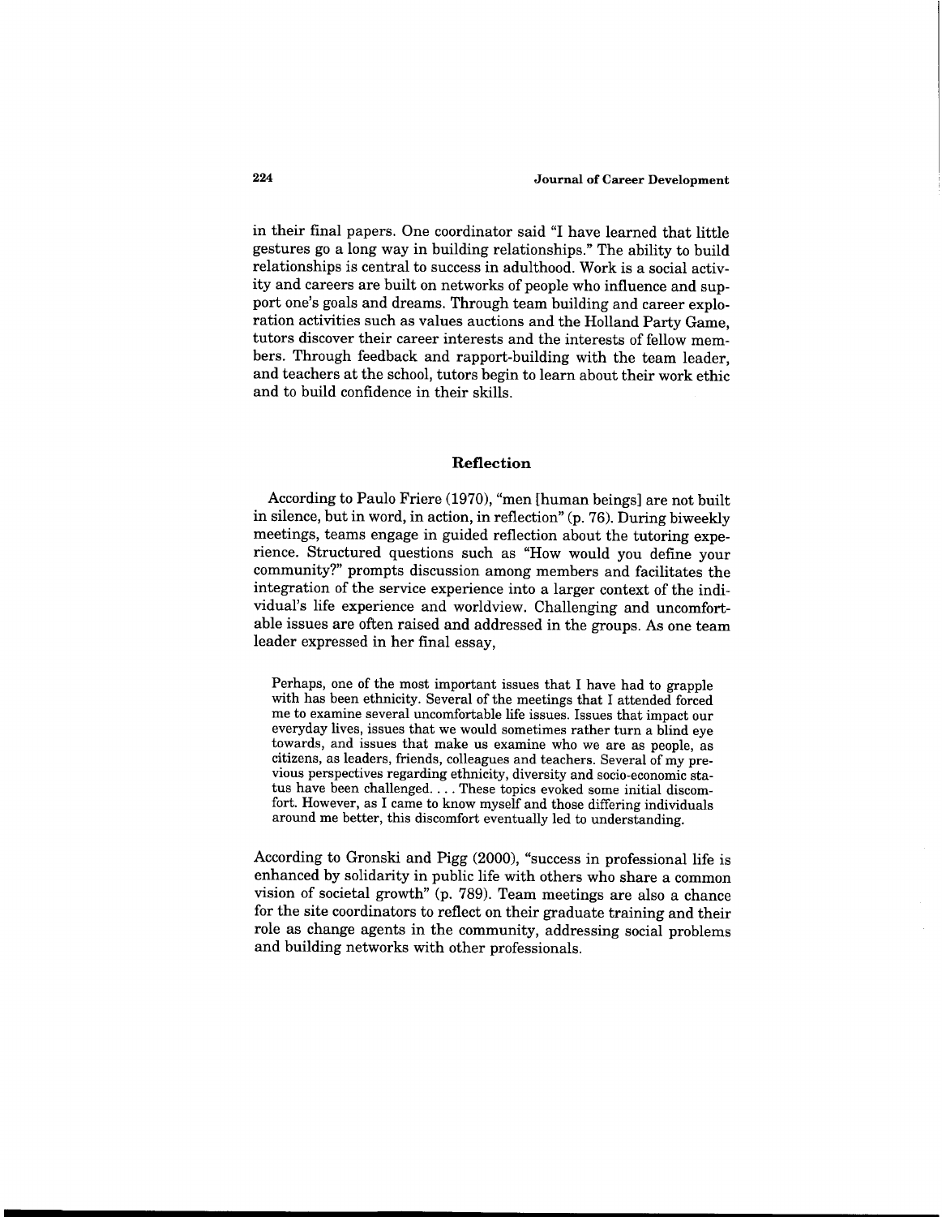in their final papers. One coordinator said "I have learned that little gestures go a long way in building relationships." The ability to build relationships is central to success in adulthood. Work is a social activity and careers are built on networks of people who influence and support one's goals and dreams. Through team building and career exploration activities such as values auctions and the Holland Party Game, tutors discover their career interests and the interests of fellow members. Through feedback and rapport-building with the team leader, and teachers at the school, tutors begin to learn about their work ethic and to build confidence in their skills.

## Reflection

According to Paulo Friere (1970), "men [human beings] are not built in silence, but in word, in action, in reflection" (p. 76). During biweekly meetings, teams engage in guided reflection about the tutoring experience. Structured questions such as "How would you define your community?" prompts discussion among members and facilitates the integration of the service experience into a larger context of the individual's life experience and worldview. Challenging and uncomfortable issues are often raised and addressed in the groups. As one team leader expressed in her final essay,

> Perhaps, one of the most important issues that I have had to grapple with has been ethnicity. Several of the meetings that I attended forced me to examine several uncomfortable life issues. Issues that impact our everyday lives, issues that we would sometimes rather turn a blind eye towards, and issues that make us examine who we are as people, as citizens, as leaders, friends, colleagues and teachers. Several of my previous perspectives regarding ethnicity, diversity and socio-economic status have been challenged. . . . These topics evoked some initial discomfort. However, as I came to know myself and those differing individuals around me better, this discomfort eventually led to understanding.

According to Gronski and Pigg (2000), "success in professional life is enhanced by solidarity in public life with others who share a common vision of societal growth" (p. 789). Team meetings are also a chance for the site coordinators to reflect on their graduate training and their role as change agents in the community, addressing social problems and building networks with other professionals.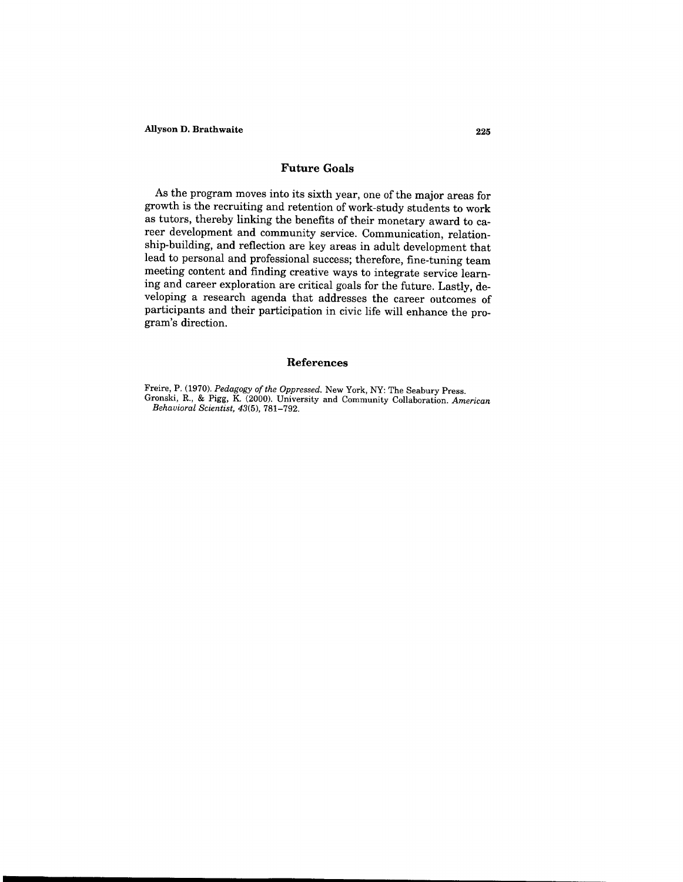## Future Goals

As the program moves into its sixth year, one of the major areas for growth is the recruiting and retention of work-study students to work as tutors, thereby linking the benefits of their monetary award to career development and community service. Communication, relationship-building, and reflection are key areas in adult development that lead to personal and professional success; therefore, fine-tuning team meeting content and finding creative ways to integrate service learning and career exploration are critical goals for the future. Lastly, developing a research agenda that addresses the career outcomes of participants and their participation in civic life will enhance the program's direction.

## References

Freire, P. (1970). *Pedagogy of the Oppressed.* New York, NY: The Seabury Press.

Gronski, R., & Pigg, K. (2000). University and Community Collaboration. *American Behavioral Scientist, 43*(5), 781–792.